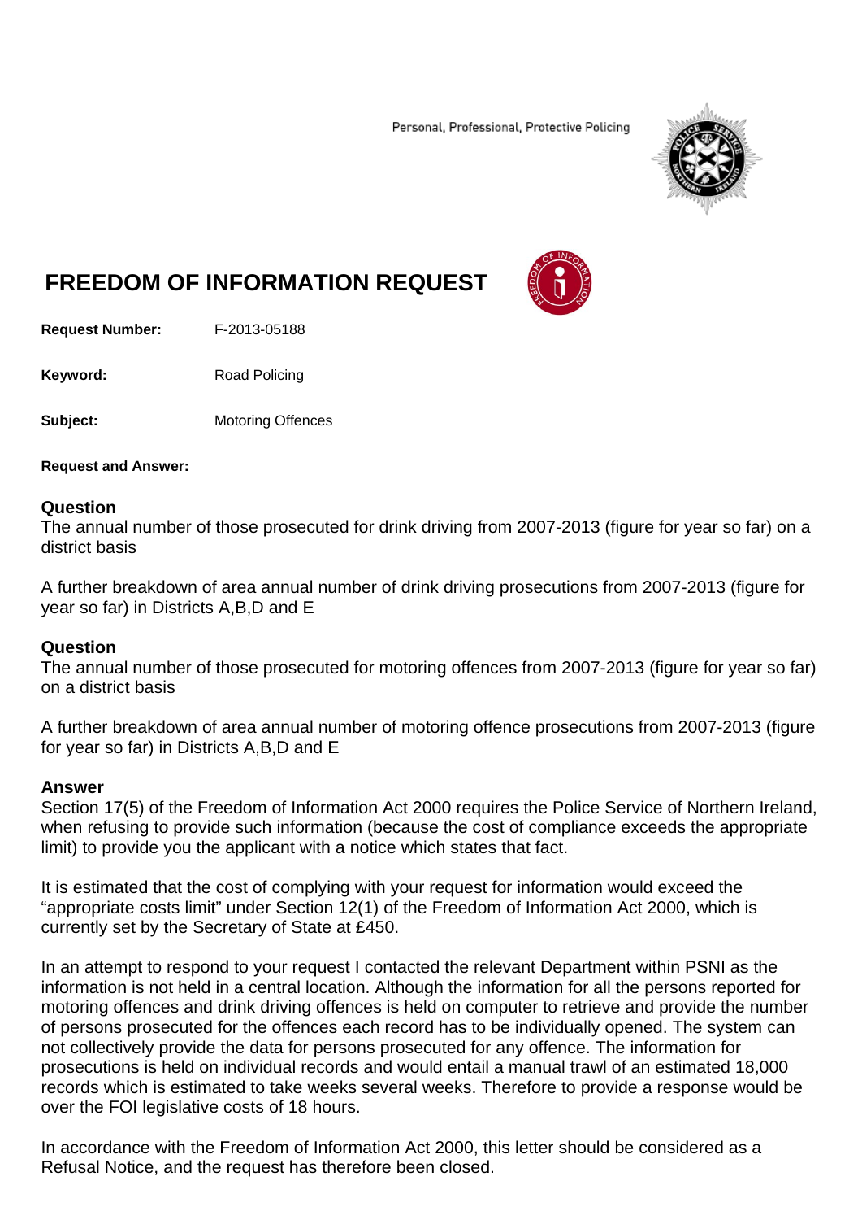Personal, Professional, Protective Policing

# FREEDOM OF INFORMATION REQUEST

**Request Number:** F-2013-05188

**Keyword:** Road Policing

**Subject:** Motoring Offences

**Request and Answer:**

### Question

The annual number of those prosecuted for drink driving from 2007-2013 (figure for year so far) on a district basis

A further breakdown of area annual number of drink driving prosecutions from 2007-2013 (figure for year so far) in Districts A,B,D and E

### Question

The annual number of those prosecuted for motoring offences from 2007-2013 (figure for year so far) on a district basis

A further breakdown of area annual number of motoring offence prosecutions from 2007-2013 (figure for year so far) in Districts A,B,D and E

### Answer

Section 17(5) of the Freedom of Information Act 2000 requires the Police Service of Northern Ireland, when refusing to provide such information (because the cost of compliance exceeds the appropriate limit) to provide you the applicant with a notice which states that fact.

It is estimated that the cost of complying with your request for information would exceed the "appropriate costs limit" under Section 12(1) of the Freedom of Information Act 2000, which is currently set by the Secretary of State at £450.

In an attempt to respond to your request I contacted the relevant Department within PSNI as the information is not held in a central location. Although the information for all the persons reported for motoring offences and drink driving offences is held on computer to retrieve and provide the number of persons prosecuted for the offences each record has to be individually opened. The system can not collectively provide the data for persons prosecuted for any offence. The information for prosecutions is held on individual records and would entail a manual trawl of an estimated 18,000 records which is estimated to take weeks several weeks. Therefore to provide a response would be over the FOI legislative costs of 18 hours.

In accordance with the Freedom of Information Act 2000, this letter should be considered as a Refusal Notice, and the request has therefore been closed.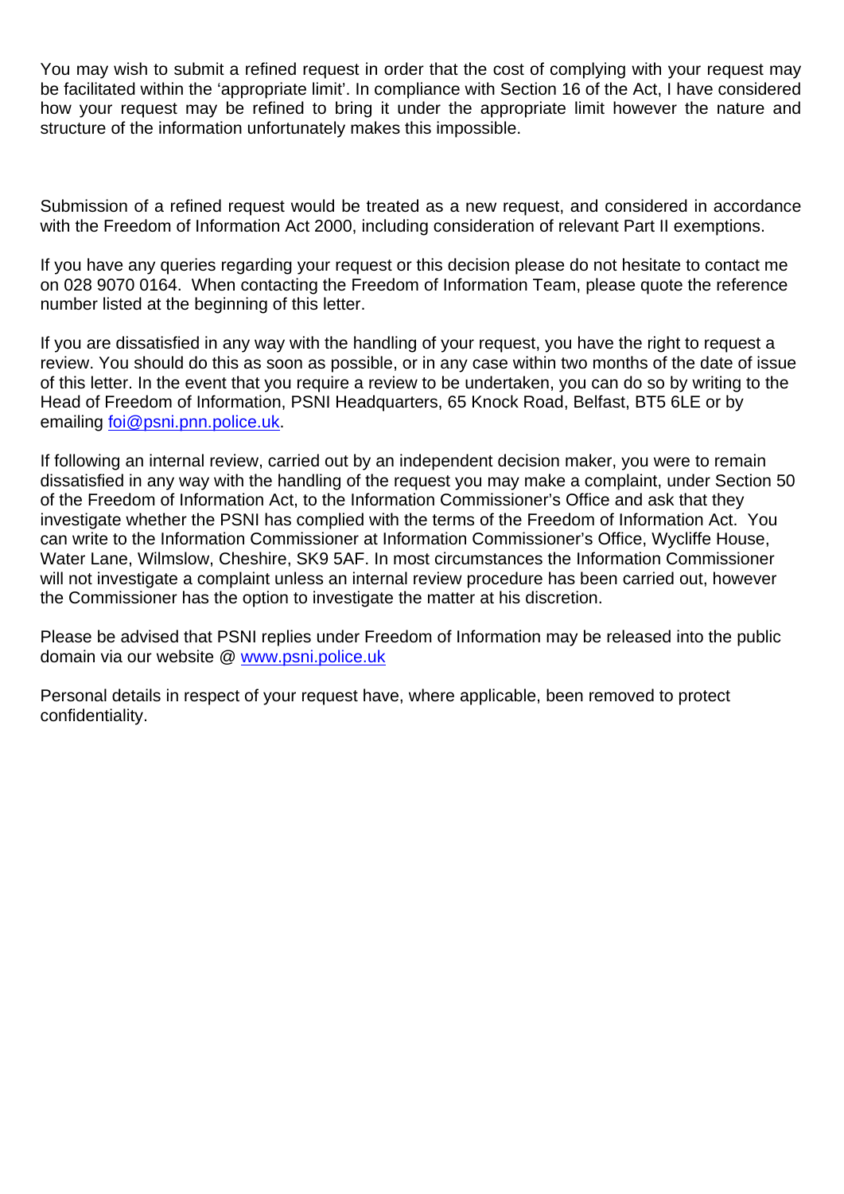You may wish to submit a refined request in order that the cost of complying with your request may be facilitated within the 'appropriate limit'. In compliance with Section 16 of the Act, I have considered how your request may be refined to bring it under the appropriate limit however the nature and structure of the information unfortunately makes this impossible.

Submission of a refined request would be treated as a new request, and considered in accordance with the Freedom of Information Act 2000, including consideration of relevant Part II exemptions.

If you have any queries regarding your request or this decision please do not hesitate to contact me on 028 9070 0164. When contacting the Freedom of Information Team, please quote the reference number listed at the beginning of this letter.

If you are dissatisfied in any way with the handling of your request, you have the right to request a review. You should do this as soon as possible, or in any case within two months of the date of issue of this letter. In the event that you require a review to be undertaken, you can do so by writing to the Head of Freedom of Information, PSNI Headquarters, 65 Knock Road, Belfast, BT5 6LE or by emailing [foi@psni.pnn.police.uk](mailto:foi@psni.pnn.police.uk).

If following an internal review, carried out by an independent decision maker, you were to remain dissatisfied in any way with the handling of the request you may make a complaint, under Section 50 of the Freedom of Information Act, to the Information Commissioner's Office and ask that they investigate whether the PSNI has complied with the terms of the Freedom of Information Act. You can write to the Information Commissioner at Information Commissioner's Office, Wycliffe House, Water Lane, Wilmslow, Cheshire, SK9 5AF. In most circumstances the Information Commissioner will not investigate a complaint unless an internal review procedure has been carried out, however the Commissioner has the option to investigate the matter at his discretion.

Please be advised that PSNI replies under Freedom of Information may be released into the public domain via our website @ [www.psni.police.uk](http://www.psni.police.uk)

Personal details in respect of your request have, where applicable, been removed to protect confidentiality.